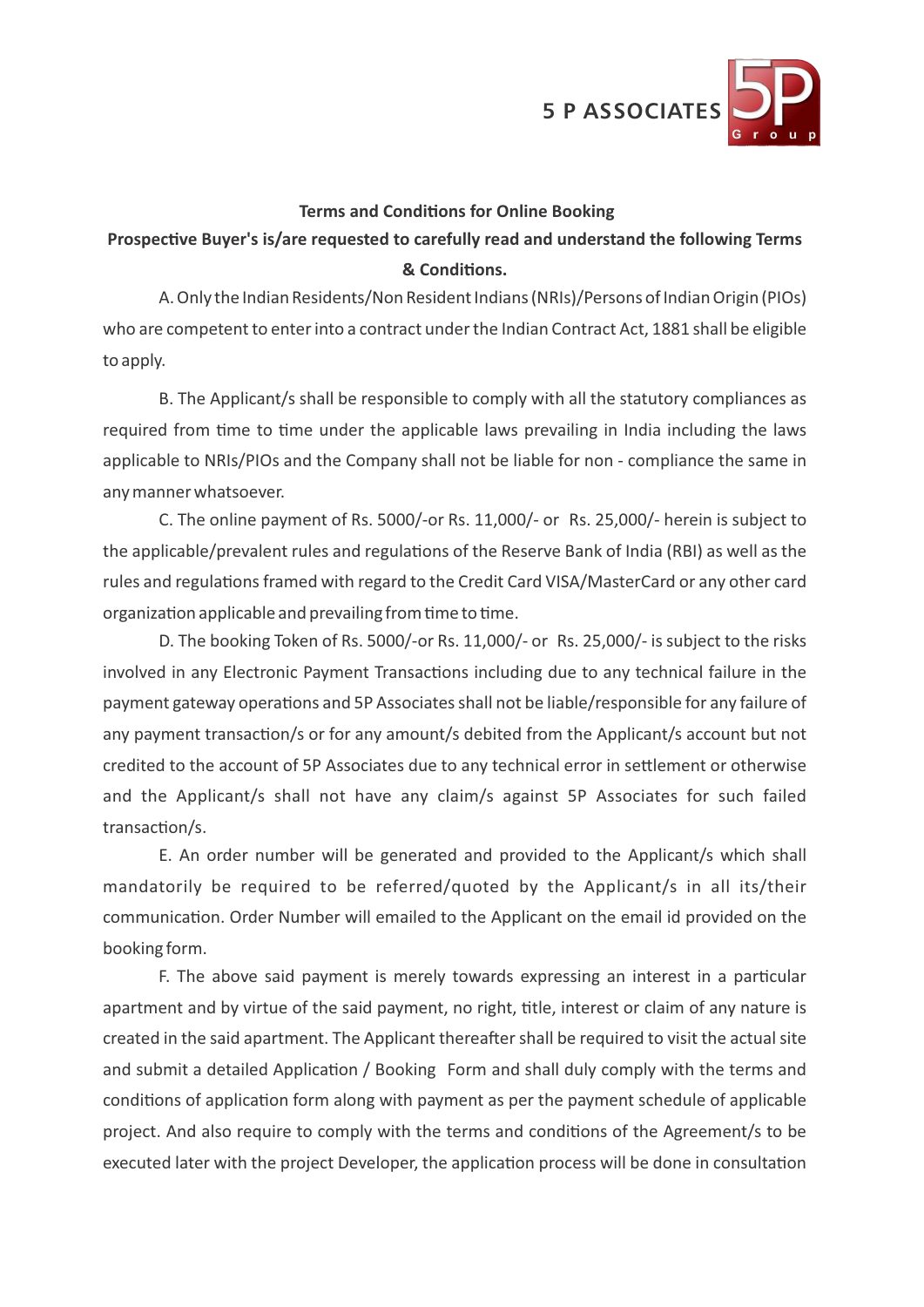5 P ASSOCIATES

5P Group

**Terms and Conditions for Online Booking**

**Prospective Buyer's is/are requested to carefully read and understand the following Terms & Conditions.**

A. Only the Indian Residents/Non Resident Indians (NRIs)/Persons of Indian Origin (PIOs) who are competent to enter into a contract under the Indian Contract Act, 1881 shall be eligible to apply.

B. The Applicant/s shall be responsible to comply with all the statutory compliances as required from time to time under the applicable laws prevailing in India including the laws applicable to NRIs/PIOs and the Company shall not be liable for non - compliance the same in any manner whatsoever.

C. The online payment of Rs. 5000/-or Rs. 11,000/- or Rs. 25,000/- herein is subject to the applicable/prevalent rules and regulations of the Reserve Bank of India (RBI) as well as the rules and regulations framed with regard to the Credit Card VISA/MasterCard or any other card organization applicable and prevailing from time to time.

D. The booking Token of Rs. 5000/-or Rs. 11,000/- or Rs. 25,000/- is subject to the risks involved in any Electronic Payment Transactions including due to any technical failure in the payment gateway operations and 5P Associates shall not be liable/responsible for any failure of any payment transaction/s or for any amount/s debited from the Applicant/s account but not credited to the account of 5P Associates due to any technical error in settlement or otherwise and the Applicant/s shall not have any claim/s against 5P Associates for such failed transaction/s.

E. An order number will be generated and provided to the Applicant/s which shall mandatorily be required to be referred/quoted by the Applicant/s in all its/their communication. Order Number will emailed to the Applicant on the email id provided on the booking form.

F. The above said payment is merely towards expressing an interest in a particular apartment and by virtue of the said payment, no right, title, interest or claim of any nature is created in the said apartment. The Applicant thereafter shall be required to visit the actual site and submit a detailed Application / Booking Form and shall duly comply with the terms and conditions of application form along with payment as per the payment schedule of applicable project. And also require to comply with the terms and conditions of the Agreement/s to be executed later with the project Developer, the application process will be done in consultation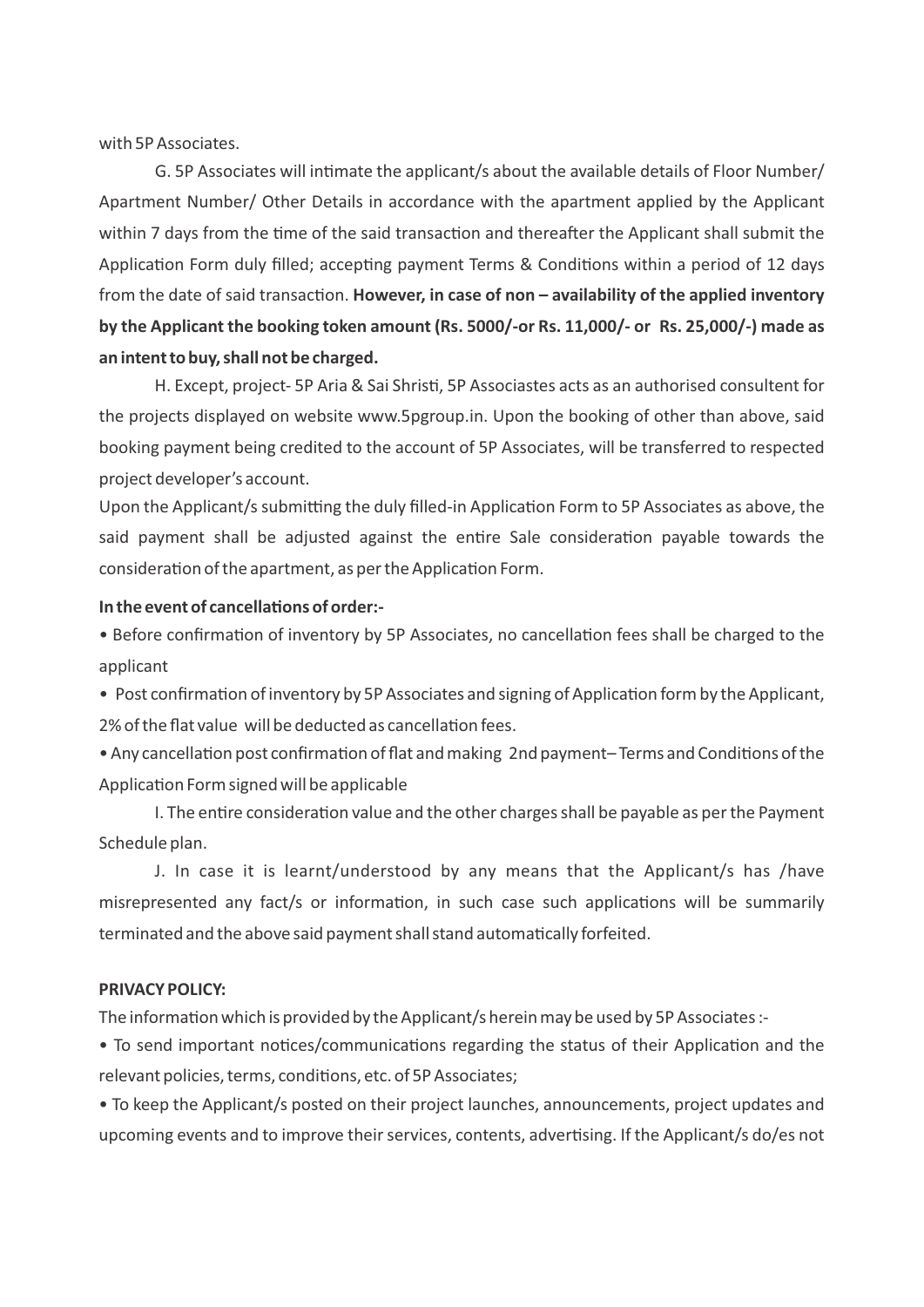with 5P Associates.

G. 5P Associates will intimate the applicant/s about the available details of Floor Number/ Apartment Number/ Other Details in accordance with the apartment applied by the Applicant within 7 days from the time of the said transaction and thereafter the Applicant shall submit the Application Form duly filled; accepting payment Terms & Conditions within a period of 12 days from the date of said transaction. **However, in case of non – availability of the applied inventory by the Applicant the booking token amount (Rs. 5000/-or Rs. 11,000/- or Rs. 25,000/-) made as an intent to buy, shall not be charged.**

H. Except, project- 5P Aria & Sai Shristi, 5P Associastes acts as an authorised consultent for the projects displayed on website www.5pgroup.in. Upon the booking of other than above, said booking payment being credited to the account of 5P Associates, will be transferred to respected project developer's account.

Upon the Applicant/s submitting the duly filled-in Application Form to 5P Associates as above, the said payment shall be adjusted against the entire Sale consideration payable towards the consideration of the apartment, as per the Application Form.

**In the event of cancellations of order:-**

- Before confirmation of inventory by 5P Associates, no cancellation fees shall be charged to the applicant
- Post confirmation of inventory by 5P Associates and signing of Application form by the Applicant, 2% of the flat value will be deducted as cancellation fees.
- Any cancellation post confirmation of flat and making 2nd payment– Terms and Conditions of the Application Form signed will be applicable

I. The entire consideration value and the other charges shall be payable as per the Payment Schedule plan.

J. In case it is learnt/understood by any means that the Applicant/s has /have misrepresented any fact/s or information, in such case such applications will be summarily terminated and the above said payment shall stand automatically forfeited.

**PRIVACY POLICY:**

The information which is provided by the Applicant/s herein may be used by 5P Associates :-

- To send important notices/communications regarding the status of their Application and the relevant policies, terms, conditions, etc. of 5P Associates;
- To keep the Applicant/s posted on their project launches, announcements, project updates and upcoming events and to improve their services, contents, advertising. If the Applicant/s do/es not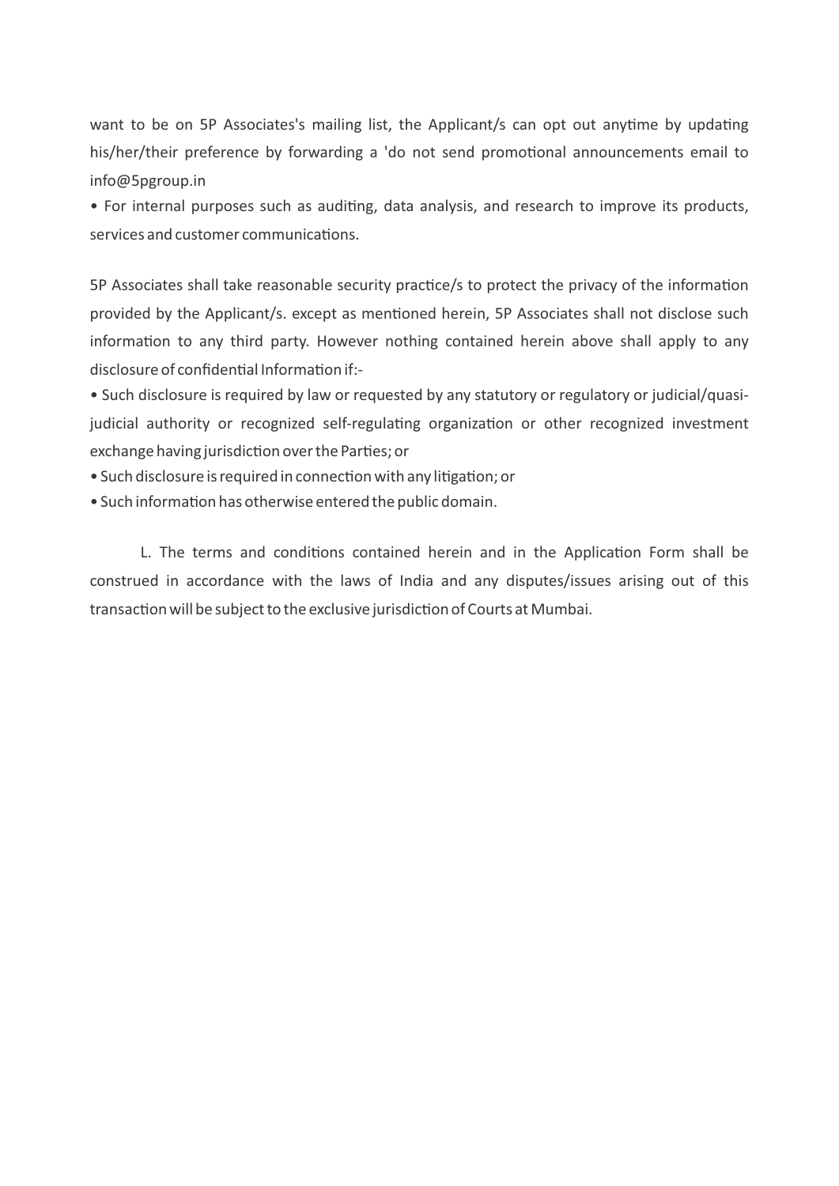want to be on 5P Associates's mailing list, the Applicant/s can opt out anytime by updating his/her/their preference by forwarding a 'do not send promotional announcements email to info@5pgroup.in

• For internal purposes such as auditing, data analysis, and research to improve its products, services and customer communications.

5P Associates shall take reasonable security practice/s to protect the privacy of the information provided by the Applicant/s. except as mentioned herein, 5P Associates shall not disclose such information to any third party. However nothing contained herein above shall apply to any disclosure of confidential Information if:-

• Such disclosure is required by law or requested by any statutory or regulatory or judicial/quasi-judicial authority or recognized self-regulating organization or other recognized investment exchange having jurisdiction over the Parties; or

• Such disclosure is required in connection with any litigation; or

• Such information has otherwise entered the public domain.

L. The terms and conditions contained herein and in the Application Form shall be construed in accordance with the laws of India and any disputes/issues arising out of this transaction will be subject to the exclusive jurisdiction of Courts at Mumbai.